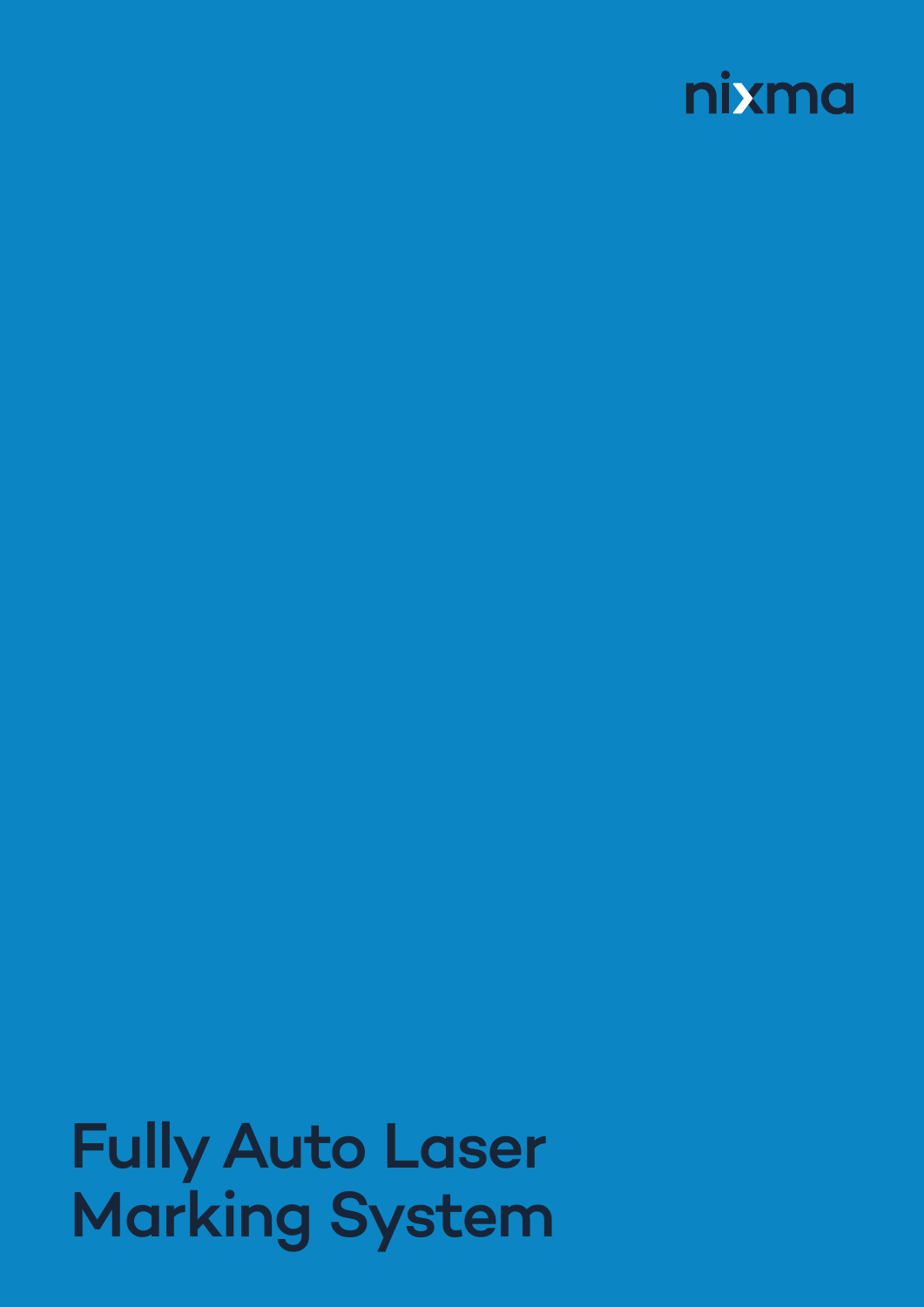nixma

# Fully Auto Laser Marking System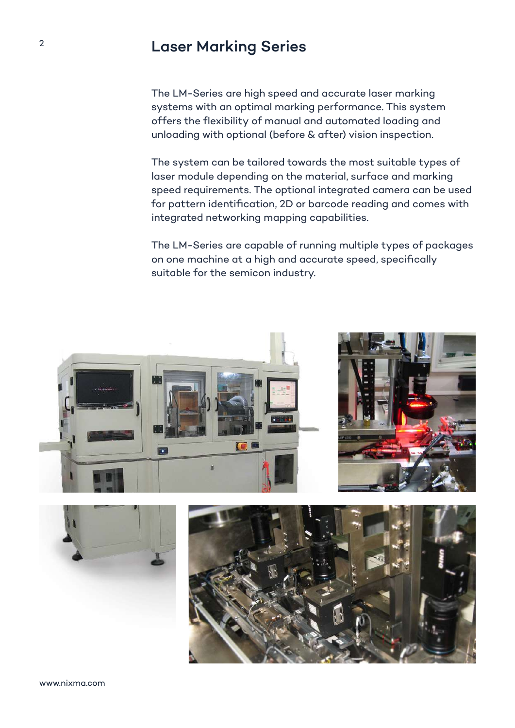# Laser Marking Series

The LM-Series are high speed and accurate laser marking systems with an optimal marking performance. This system offers the flexibility of manual and automated loading and unloading with optional (before & after) vision inspection.

The system can be tailored towards the most suitable types of laser module depending on the material, surface and marking speed requirements. The optional integrated camera can be used for pattern identification, 2D or barcode reading and comes with integrated networking mapping capabilities.

The LM-Series are capable of running multiple types of packages on one machine at a high and accurate speed, specifically suitable for the semicon industry.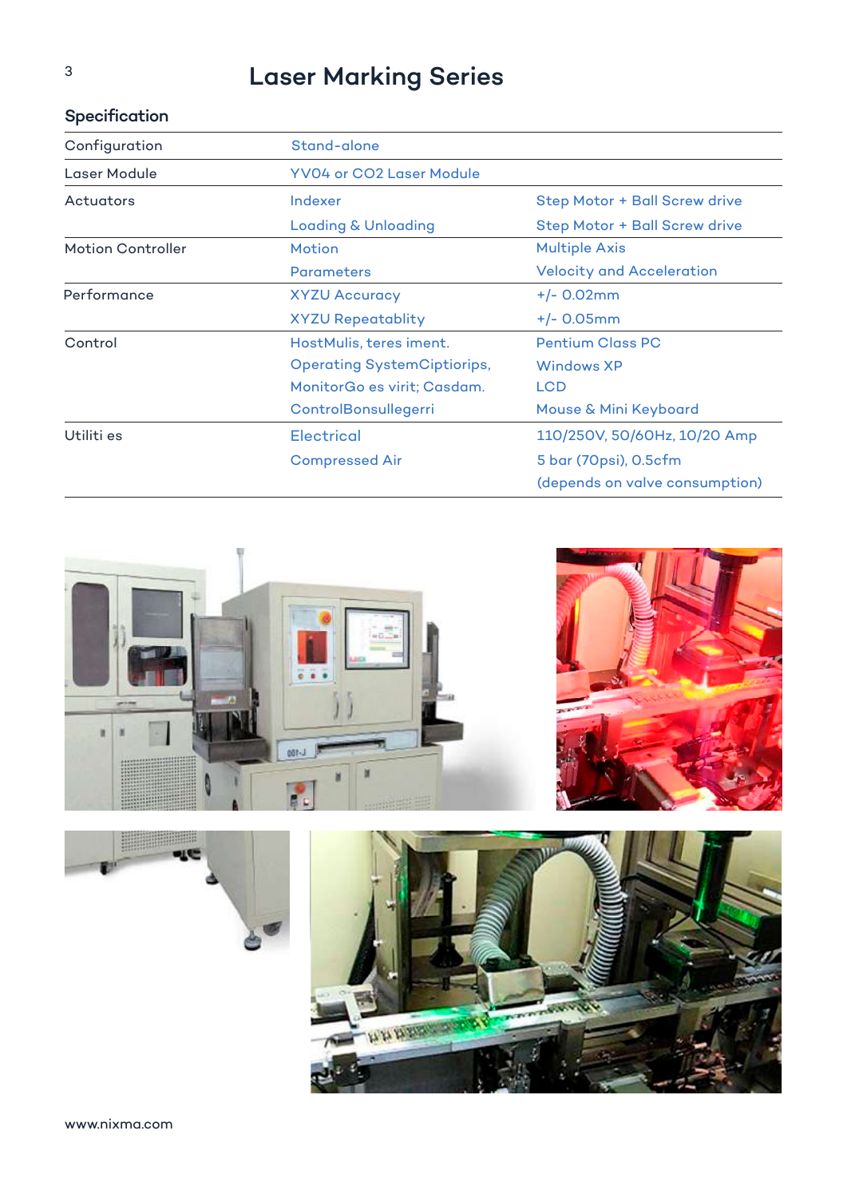# Laser Marking Series

## Specification

| | | |
|---|---|---|
| Configuration | Stand-alone | |
| Laser Module | YV04 or CO2 Laser Module | |
| Actuators | Indexer | Step Motor + Ball Screw drive |
| | Loading & Unloading | Step Motor + Ball Screw drive |
| Motion Controller | Motion | Multiple Axis |
| | Parameters | Velocity and Acceleration |
| Performance | XYZU Accuracy | +/- 0.02mm |
| | XYZU Repeatablity | +/- 0.05mm |
| Control | HostMulis, teres iment. | Pentium Class PC |
| | Operating SystemCiptiorips, | Windows XP |
| | MonitorGo es virit; Casdam. | LCD |
| | ControlBonsullegerri | Mouse & Mini Keyboard |
| Utiliti es | Electrical | 110/250V, 50/60Hz, 10/20 Amp |
| | Compressed Air | 5 bar (70psi), 0.5cfm (depends on valve consumption) |

www.nixma.com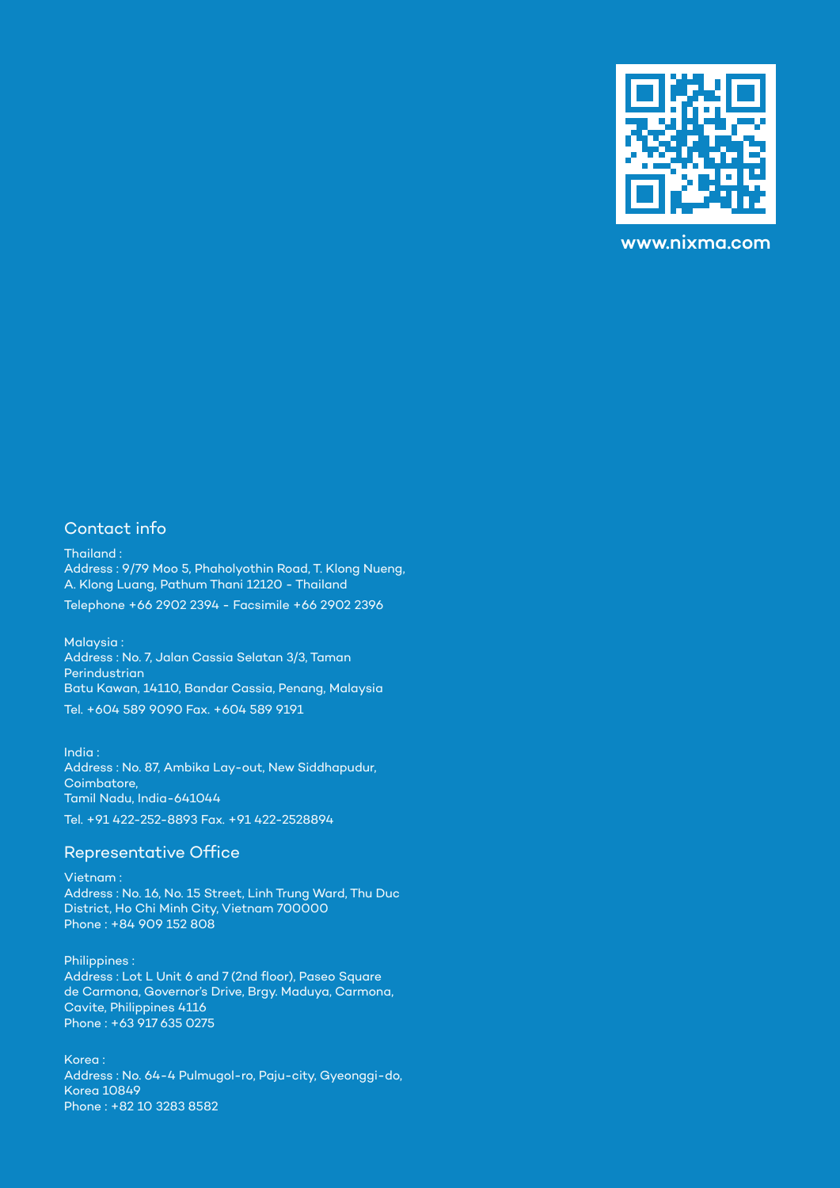www.nixma.com

## Contact info

Thailand :
Address : 9/79 Moo 5, Phaholyothin Road, T. Klong Nueng, A. Klong Luang, Pathum Thani 12120 - Thailand
Telephone +66 2902 2394 - Facsimile +66 2902 2396

Malaysia :
Address : No. 7, Jalan Cassia Selatan 3/3, Taman Perindustrian
Batu Kawan, 14110, Bandar Cassia, Penang, Malaysia
Tel. +604 589 9090 Fax. +604 589 9191

India :
Address : No. 87, Ambika Lay-out, New Siddhapudur, Coimbatore,
Tamil Nadu, India-641044
Tel. +91 422-252-8893 Fax. +91 422-2528894

## Representative Office

Vietnam :
Address : No. 16, No. 15 Street, Linh Trung Ward, Thu Duc District, Ho Chi Minh City, Vietnam 700000
Phone : +84 909 152 808

Philippines :
Address : Lot L Unit 6 and 7 (2nd floor), Paseo Square de Carmona, Governor's Drive, Brgy. Maduya, Carmona, Cavite, Philippines 4116
Phone : +63 917 635 0275

Korea :
Address : No. 64-4 Pulmugol-ro, Paju-city, Gyeonggi-do, Korea 10849
Phone : +82 10 3283 8582